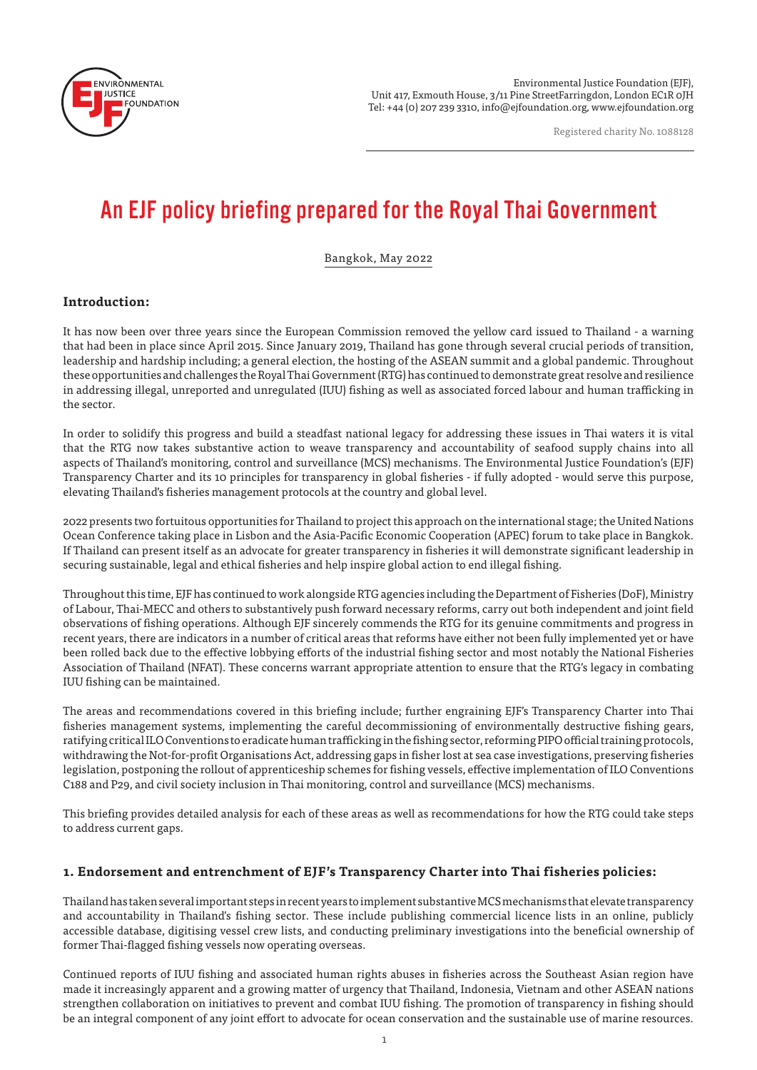Environmental Justice Foundation (EJF),
Unit 417, Exmouth House, 3/11 Pine StreetFarringdon, London EC1R 0JH
Tel: +44 (0) 207 239 3310, info@ejfoundation.org, www.ejfoundation.org

Registered charity No. 1088128

# An EJF policy briefing prepared for the Royal Thai Government

Bangkok, May 2022

## Introduction:

It has now been over three years since the European Commission removed the yellow card issued to Thailand - a warning that had been in place since April 2015. Since January 2019, Thailand has gone through several crucial periods of transition, leadership and hardship including; a general election, the hosting of the ASEAN summit and a global pandemic. Throughout these opportunities and challenges the Royal Thai Government (RTG) has continued to demonstrate great resolve and resilience in addressing illegal, unreported and unregulated (IUU) fishing as well as associated forced labour and human trafficking in the sector.

In order to solidify this progress and build a steadfast national legacy for addressing these issues in Thai waters it is vital that the RTG now takes substantive action to weave transparency and accountability of seafood supply chains into all aspects of Thailand's monitoring, control and surveillance (MCS) mechanisms. The Environmental Justice Foundation's (EJF) Transparency Charter and its 10 principles for transparency in global fisheries - if fully adopted - would serve this purpose, elevating Thailand's fisheries management protocols at the country and global level.

2022 presents two fortuitous opportunities for Thailand to project this approach on the international stage; the United Nations Ocean Conference taking place in Lisbon and the Asia-Pacific Economic Cooperation (APEC) forum to take place in Bangkok. If Thailand can present itself as an advocate for greater transparency in fisheries it will demonstrate significant leadership in securing sustainable, legal and ethical fisheries and help inspire global action to end illegal fishing.

Throughout this time, EJF has continued to work alongside RTG agencies including the Department of Fisheries (DoF), Ministry of Labour, Thai-MECC and others to substantively push forward necessary reforms, carry out both independent and joint field observations of fishing operations. Although EJF sincerely commends the RTG for its genuine commitments and progress in recent years, there are indicators in a number of critical areas that reforms have either not been fully implemented yet or have been rolled back due to the effective lobbying efforts of the industrial fishing sector and most notably the National Fisheries Association of Thailand (NFAT). These concerns warrant appropriate attention to ensure that the RTG's legacy in combating IUU fishing can be maintained.

The areas and recommendations covered in this briefing include; further engraining EJF's Transparency Charter into Thai fisheries management systems, implementing the careful decommissioning of environmentally destructive fishing gears, ratifying critical ILO Conventions to eradicate human trafficking in the fishing sector, reforming PIPO official training protocols, withdrawing the Not-for-profit Organisations Act, addressing gaps in fisher lost at sea case investigations, preserving fisheries legislation, postponing the rollout of apprenticeship schemes for fishing vessels, effective implementation of ILO Conventions C188 and P29, and civil society inclusion in Thai monitoring, control and surveillance (MCS) mechanisms.

This briefing provides detailed analysis for each of these areas as well as recommendations for how the RTG could take steps to address current gaps.

## 1. Endorsement and entrenchment of EJF's Transparency Charter into Thai fisheries policies:

Thailand has taken several important steps in recent years to implement substantive MCS mechanisms that elevate transparency and accountability in Thailand's fishing sector. These include publishing commercial licence lists in an online, publicly accessible database, digitising vessel crew lists, and conducting preliminary investigations into the beneficial ownership of former Thai-flagged fishing vessels now operating overseas.

Continued reports of IUU fishing and associated human rights abuses in fisheries across the Southeast Asian region have made it increasingly apparent and a growing matter of urgency that Thailand, Indonesia, Vietnam and other ASEAN nations strengthen collaboration on initiatives to prevent and combat IUU fishing. The promotion of transparency in fishing should be an integral component of any joint effort to advocate for ocean conservation and the sustainable use of marine resources.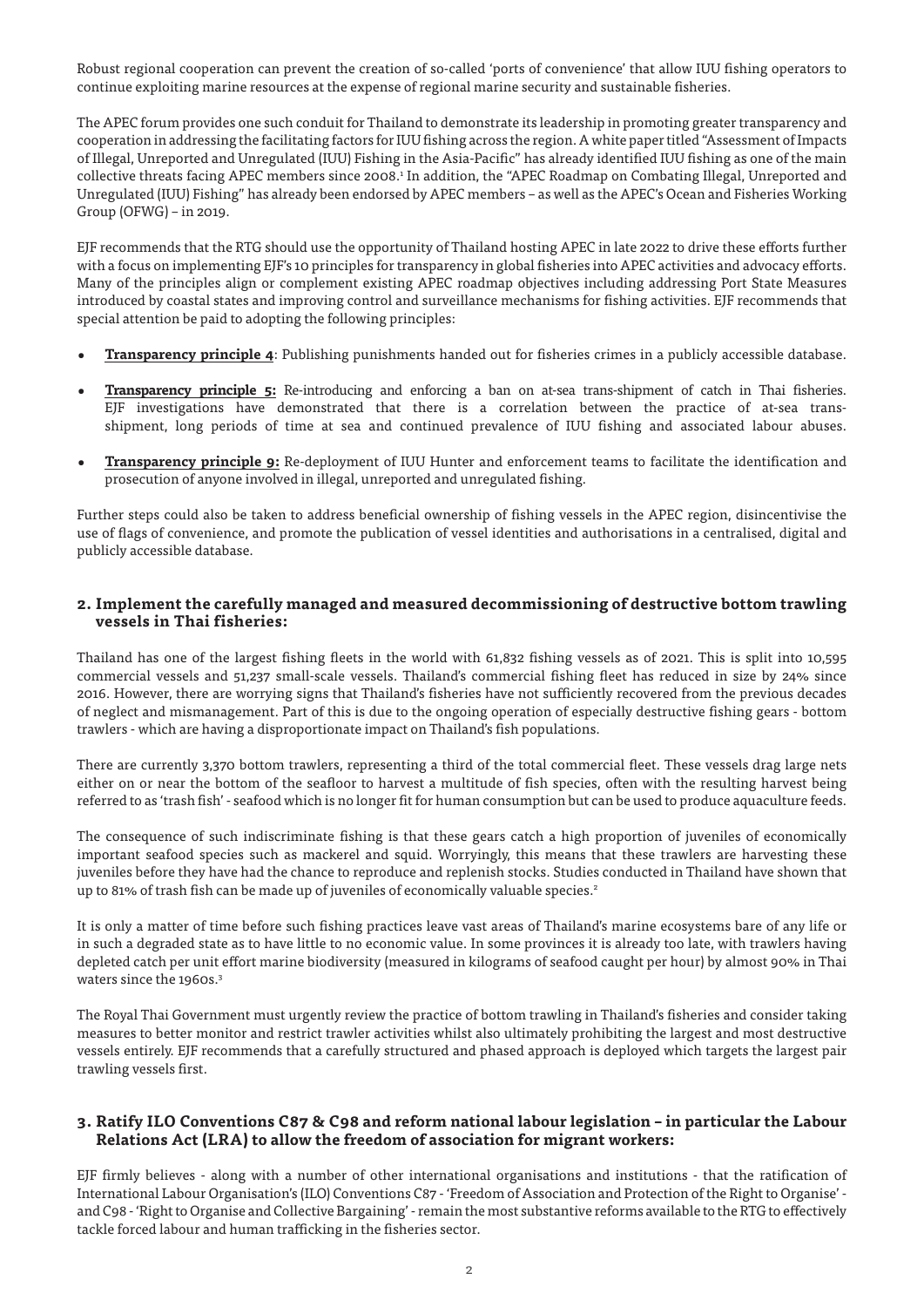Robust regional cooperation can prevent the creation of so-called 'ports of convenience' that allow IUU fishing operators to continue exploiting marine resources at the expense of regional marine security and sustainable fisheries.

The APEC forum provides one such conduit for Thailand to demonstrate its leadership in promoting greater transparency and cooperation in addressing the facilitating factors for IUU fishing across the region. A white paper titled "Assessment of Impacts of Illegal, Unreported and Unregulated (IUU) Fishing in the Asia-Pacific" has already identified IUU fishing as one of the main collective threats facing APEC members since 2008.[1] In addition, the "APEC Roadmap on Combating Illegal, Unreported and Unregulated (IUU) Fishing" has already been endorsed by APEC members – as well as the APEC's Ocean and Fisheries Working Group (OFWG) – in 2019.

EJF recommends that the RTG should use the opportunity of Thailand hosting APEC in late 2022 to drive these efforts further with a focus on implementing EJF's 10 principles for transparency in global fisheries into APEC activities and advocacy efforts. Many of the principles align or complement existing APEC roadmap objectives including addressing Port State Measures introduced by coastal states and improving control and surveillance mechanisms for fishing activities. EJF recommends that special attention be paid to adopting the following principles:

- **Transparency principle 4**: Publishing punishments handed out for fisheries crimes in a publicly accessible database.
- **Transparency principle 5:** Re-introducing and enforcing a ban on at-sea trans-shipment of catch in Thai fisheries. EJF investigations have demonstrated that there is a correlation between the practice of at-sea trans-shipment, long periods of time at sea and continued prevalence of IUU fishing and associated labour abuses.
- **Transparency principle 9:** Re-deployment of IUU Hunter and enforcement teams to facilitate the identification and prosecution of anyone involved in illegal, unreported and unregulated fishing.

Further steps could also be taken to address beneficial ownership of fishing vessels in the APEC region, disincentivise the use of flags of convenience, and promote the publication of vessel identities and authorisations in a centralised, digital and publicly accessible database.

## 2. Implement the carefully managed and measured decommissioning of destructive bottom trawling vessels in Thai fisheries:

Thailand has one of the largest fishing fleets in the world with 61,832 fishing vessels as of 2021. This is split into 10,595 commercial vessels and 51,237 small-scale vessels. Thailand's commercial fishing fleet has reduced in size by 24% since 2016. However, there are worrying signs that Thailand's fisheries have not sufficiently recovered from the previous decades of neglect and mismanagement. Part of this is due to the ongoing operation of especially destructive fishing gears - bottom trawlers - which are having a disproportionate impact on Thailand's fish populations.

There are currently 3,370 bottom trawlers, representing a third of the total commercial fleet. These vessels drag large nets either on or near the bottom of the seafloor to harvest a multitude of fish species, often with the resulting harvest being referred to as 'trash fish' - seafood which is no longer fit for human consumption but can be used to produce aquaculture feeds.

The consequence of such indiscriminate fishing is that these gears catch a high proportion of juveniles of economically important seafood species such as mackerel and squid. Worryingly, this means that these trawlers are harvesting these juveniles before they have had the chance to reproduce and replenish stocks. Studies conducted in Thailand have shown that up to 81% of trash fish can be made up of juveniles of economically valuable species.[2]

It is only a matter of time before such fishing practices leave vast areas of Thailand's marine ecosystems bare of any life or in such a degraded state as to have little to no economic value. In some provinces it is already too late, with trawlers having depleted catch per unit effort marine biodiversity (measured in kilograms of seafood caught per hour) by almost 90% in Thai waters since the 1960s.[3]

The Royal Thai Government must urgently review the practice of bottom trawling in Thailand's fisheries and consider taking measures to better monitor and restrict trawler activities whilst also ultimately prohibiting the largest and most destructive vessels entirely. EJF recommends that a carefully structured and phased approach is deployed which targets the largest pair trawling vessels first.

## 3. Ratify ILO Conventions C87 & C98 and reform national labour legislation – in particular the Labour Relations Act (LRA) to allow the freedom of association for migrant workers:

EJF firmly believes - along with a number of other international organisations and institutions - that the ratification of International Labour Organisation's (ILO) Conventions C87 - 'Freedom of Association and Protection of the Right to Organise' - and C98 - 'Right to Organise and Collective Bargaining' - remain the most substantive reforms available to the RTG to effectively tackle forced labour and human trafficking in the fisheries sector.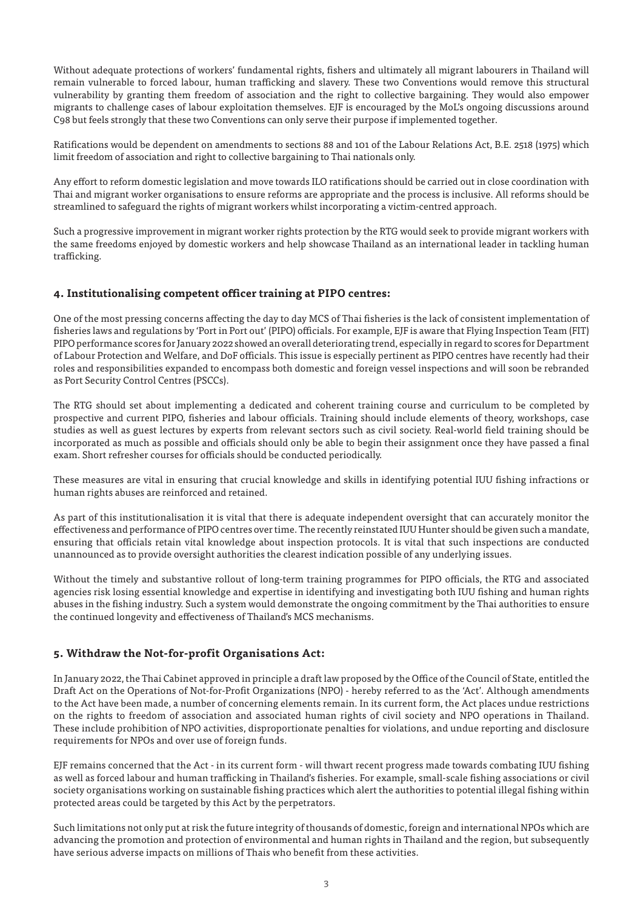Without adequate protections of workers' fundamental rights, fishers and ultimately all migrant labourers in Thailand will remain vulnerable to forced labour, human trafficking and slavery. These two Conventions would remove this structural vulnerability by granting them freedom of association and the right to collective bargaining. They would also empower migrants to challenge cases of labour exploitation themselves. EJF is encouraged by the MoL's ongoing discussions around C98 but feels strongly that these two Conventions can only serve their purpose if implemented together.

Ratifications would be dependent on amendments to sections 88 and 101 of the Labour Relations Act, B.E. 2518 (1975) which limit freedom of association and right to collective bargaining to Thai nationals only.

Any effort to reform domestic legislation and move towards ILO ratifications should be carried out in close coordination with Thai and migrant worker organisations to ensure reforms are appropriate and the process is inclusive. All reforms should be streamlined to safeguard the rights of migrant workers whilst incorporating a victim-centred approach.

Such a progressive improvement in migrant worker rights protection by the RTG would seek to provide migrant workers with the same freedoms enjoyed by domestic workers and help showcase Thailand as an international leader in tackling human trafficking.

## 4. Institutionalising competent officer training at PIPO centres:

One of the most pressing concerns affecting the day to day MCS of Thai fisheries is the lack of consistent implementation of fisheries laws and regulations by 'Port in Port out' (PIPO) officials. For example, EJF is aware that Flying Inspection Team (FIT) PIPO performance scores for January 2022 showed an overall deteriorating trend, especially in regard to scores for Department of Labour Protection and Welfare, and DoF officials. This issue is especially pertinent as PIPO centres have recently had their roles and responsibilities expanded to encompass both domestic and foreign vessel inspections and will soon be rebranded as Port Security Control Centres (PSCCs).

The RTG should set about implementing a dedicated and coherent training course and curriculum to be completed by prospective and current PIPO, fisheries and labour officials. Training should include elements of theory, workshops, case studies as well as guest lectures by experts from relevant sectors such as civil society. Real-world field training should be incorporated as much as possible and officials should only be able to begin their assignment once they have passed a final exam. Short refresher courses for officials should be conducted periodically.

These measures are vital in ensuring that crucial knowledge and skills in identifying potential IUU fishing infractions or human rights abuses are reinforced and retained.

As part of this institutionalisation it is vital that there is adequate independent oversight that can accurately monitor the effectiveness and performance of PIPO centres over time. The recently reinstated IUU Hunter should be given such a mandate, ensuring that officials retain vital knowledge about inspection protocols. It is vital that such inspections are conducted unannounced as to provide oversight authorities the clearest indication possible of any underlying issues.

Without the timely and substantive rollout of long-term training programmes for PIPO officials, the RTG and associated agencies risk losing essential knowledge and expertise in identifying and investigating both IUU fishing and human rights abuses in the fishing industry. Such a system would demonstrate the ongoing commitment by the Thai authorities to ensure the continued longevity and effectiveness of Thailand's MCS mechanisms.

## 5. Withdraw the Not-for-profit Organisations Act:

In January 2022, the Thai Cabinet approved in principle a draft law proposed by the Office of the Council of State, entitled the Draft Act on the Operations of Not-for-Profit Organizations (NPO) - hereby referred to as the 'Act'. Although amendments to the Act have been made, a number of concerning elements remain. In its current form, the Act places undue restrictions on the rights to freedom of association and associated human rights of civil society and NPO operations in Thailand. These include prohibition of NPO activities, disproportionate penalties for violations, and undue reporting and disclosure requirements for NPOs and over use of foreign funds.

EJF remains concerned that the Act - in its current form - will thwart recent progress made towards combating IUU fishing as well as forced labour and human trafficking in Thailand's fisheries. For example, small-scale fishing associations or civil society organisations working on sustainable fishing practices which alert the authorities to potential illegal fishing within protected areas could be targeted by this Act by the perpetrators.

Such limitations not only put at risk the future integrity of thousands of domestic, foreign and international NPOs which are advancing the promotion and protection of environmental and human rights in Thailand and the region, but subsequently have serious adverse impacts on millions of Thais who benefit from these activities.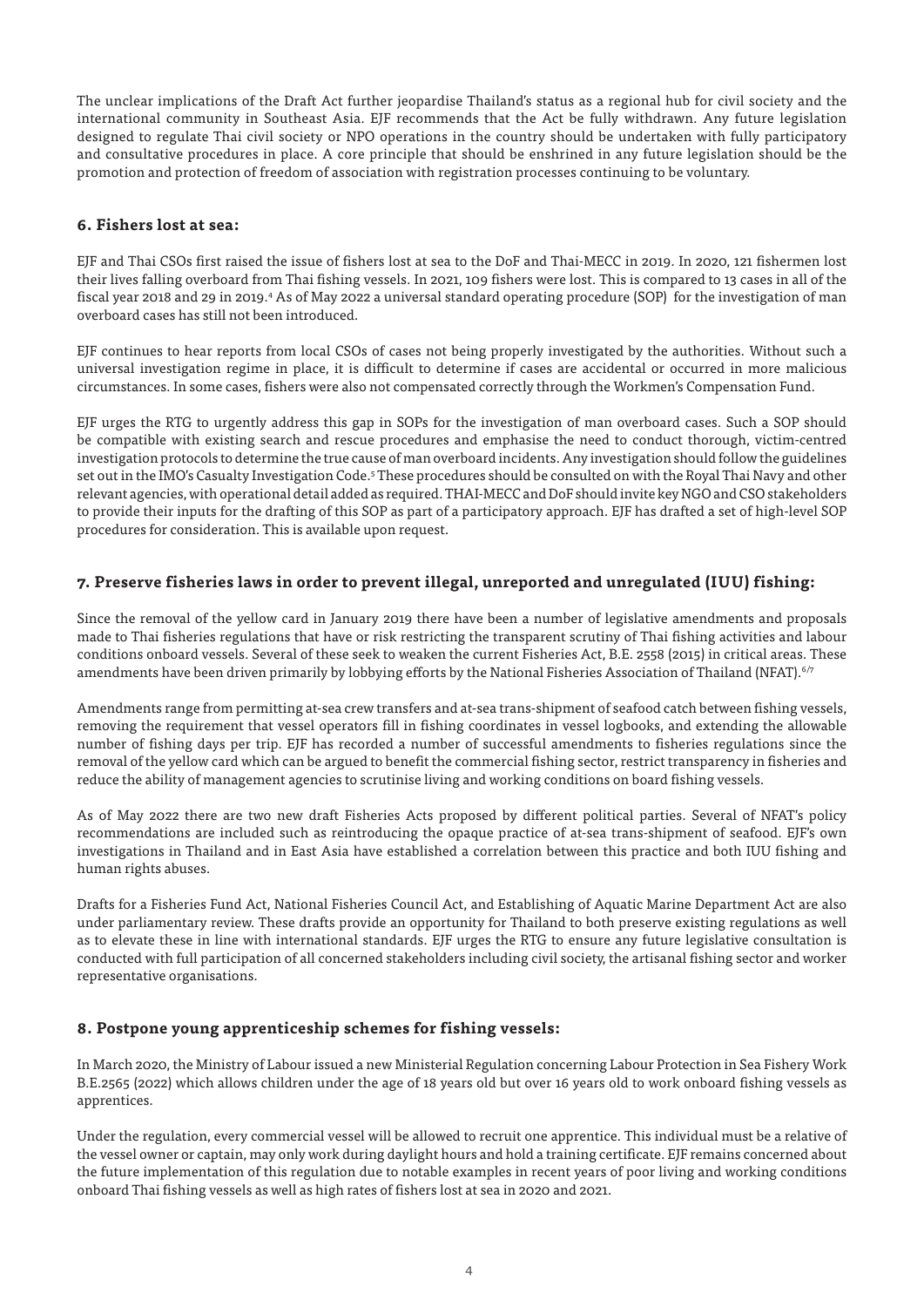The unclear implications of the Draft Act further jeopardise Thailand's status as a regional hub for civil society and the international community in Southeast Asia. EJF recommends that the Act be fully withdrawn. Any future legislation designed to regulate Thai civil society or NPO operations in the country should be undertaken with fully participatory and consultative procedures in place. A core principle that should be enshrined in any future legislation should be the promotion and protection of freedom of association with registration processes continuing to be voluntary.

### 6. Fishers lost at sea:

EJF and Thai CSOs first raised the issue of fishers lost at sea to the DoF and Thai-MECC in 2019. In 2020, 121 fishermen lost their lives falling overboard from Thai fishing vessels. In 2021, 109 fishers were lost. This is compared to 13 cases in all of the fiscal year 2018 and 29 in 2019.[4] As of May 2022 a universal standard operating procedure (SOP) for the investigation of man overboard cases has still not been introduced.

EJF continues to hear reports from local CSOs of cases not being properly investigated by the authorities. Without such a universal investigation regime in place, it is difficult to determine if cases are accidental or occurred in more malicious circumstances. In some cases, fishers were also not compensated correctly through the Workmen's Compensation Fund.

EJF urges the RTG to urgently address this gap in SOPs for the investigation of man overboard cases. Such a SOP should be compatible with existing search and rescue procedures and emphasise the need to conduct thorough, victim-centred investigation protocols to determine the true cause of man overboard incidents. Any investigation should follow the guidelines set out in the IMO's Casualty Investigation Code.[5] These procedures should be consulted on with the Royal Thai Navy and other relevant agencies, with operational detail added as required. THAI-MECC and DoF should invite key NGO and CSO stakeholders to provide their inputs for the drafting of this SOP as part of a participatory approach. EJF has drafted a set of high-level SOP procedures for consideration. This is available upon request.

### 7. Preserve fisheries laws in order to prevent illegal, unreported and unregulated (IUU) fishing:

Since the removal of the yellow card in January 2019 there have been a number of legislative amendments and proposals made to Thai fisheries regulations that have or risk restricting the transparent scrutiny of Thai fishing activities and labour conditions onboard vessels. Several of these seek to weaken the current Fisheries Act, B.E. 2558 (2015) in critical areas. These amendments have been driven primarily by lobbying efforts by the National Fisheries Association of Thailand (NFAT).[6/7]

Amendments range from permitting at-sea crew transfers and at-sea trans-shipment of seafood catch between fishing vessels, removing the requirement that vessel operators fill in fishing coordinates in vessel logbooks, and extending the allowable number of fishing days per trip. EJF has recorded a number of successful amendments to fisheries regulations since the removal of the yellow card which can be argued to benefit the commercial fishing sector, restrict transparency in fisheries and reduce the ability of management agencies to scrutinise living and working conditions on board fishing vessels.

As of May 2022 there are two new draft Fisheries Acts proposed by different political parties. Several of NFAT's policy recommendations are included such as reintroducing the opaque practice of at-sea trans-shipment of seafood. EJF's own investigations in Thailand and in East Asia have established a correlation between this practice and both IUU fishing and human rights abuses.

Drafts for a Fisheries Fund Act, National Fisheries Council Act, and Establishing of Aquatic Marine Department Act are also under parliamentary review. These drafts provide an opportunity for Thailand to both preserve existing regulations as well as to elevate these in line with international standards. EJF urges the RTG to ensure any future legislative consultation is conducted with full participation of all concerned stakeholders including civil society, the artisanal fishing sector and worker representative organisations.

### 8. Postpone young apprenticeship schemes for fishing vessels:

In March 2020, the Ministry of Labour issued a new Ministerial Regulation concerning Labour Protection in Sea Fishery Work B.E.2565 (2022) which allows children under the age of 18 years old but over 16 years old to work onboard fishing vessels as apprentices.

Under the regulation, every commercial vessel will be allowed to recruit one apprentice. This individual must be a relative of the vessel owner or captain, may only work during daylight hours and hold a training certificate. EJF remains concerned about the future implementation of this regulation due to notable examples in recent years of poor living and working conditions onboard Thai fishing vessels as well as high rates of fishers lost at sea in 2020 and 2021.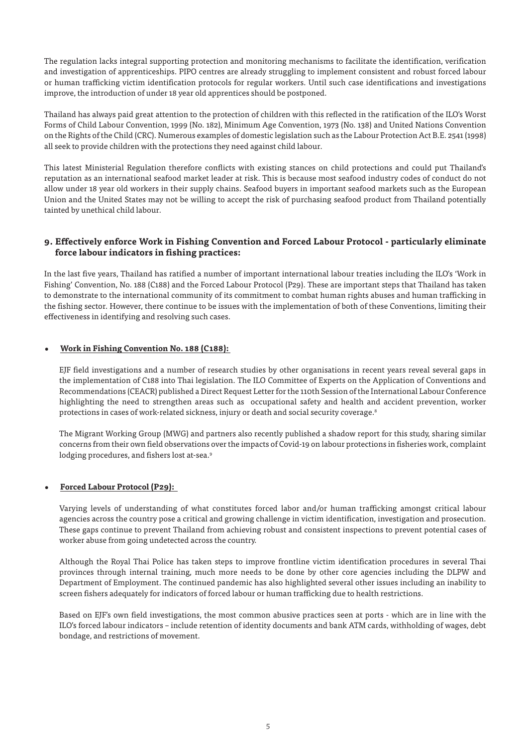The regulation lacks integral supporting protection and monitoring mechanisms to facilitate the identification, verification and investigation of apprenticeships. PIPO centres are already struggling to implement consistent and robust forced labour or human trafficking victim identification protocols for regular workers. Until such case identifications and investigations improve, the introduction of under 18 year old apprentices should be postponed.

Thailand has always paid great attention to the protection of children with this reflected in the ratification of the ILO's Worst Forms of Child Labour Convention, 1999 (No. 182), Minimum Age Convention, 1973 (No. 138) and United Nations Convention on the Rights of the Child (CRC). Numerous examples of domestic legislation such as the Labour Protection Act B.E. 2541 (1998) all seek to provide children with the protections they need against child labour.

This latest Ministerial Regulation therefore conflicts with existing stances on child protections and could put Thailand's reputation as an international seafood market leader at risk. This is because most seafood industry codes of conduct do not allow under 18 year old workers in their supply chains. Seafood buyers in important seafood markets such as the European Union and the United States may not be willing to accept the risk of purchasing seafood product from Thailand potentially tainted by unethical child labour.

## 9. Effectively enforce Work in Fishing Convention and Forced Labour Protocol - particularly eliminate force labour indicators in fishing practices:

In the last five years, Thailand has ratified a number of important international labour treaties including the ILO's 'Work in Fishing' Convention, No. 188 (C188) and the Forced Labour Protocol (P29). These are important steps that Thailand has taken to demonstrate to the international community of its commitment to combat human rights abuses and human trafficking in the fishing sector. However, there continue to be issues with the implementation of both of these Conventions, limiting their effectiveness in identifying and resolving such cases.

- **Work in Fishing Convention No. 188 (C188):**

  EJF field investigations and a number of research studies by other organisations in recent years reveal several gaps in the implementation of C188 into Thai legislation. The ILO Committee of Experts on the Application of Conventions and Recommendations (CEACR) published a Direct Request Letter for the 110th Session of the International Labour Conference highlighting the need to strengthen areas such as occupational safety and health and accident prevention, worker protections in cases of work-related sickness, injury or death and social security coverage.[8]

  The Migrant Working Group (MWG) and partners also recently published a shadow report for this study, sharing similar concerns from their own field observations over the impacts of Covid-19 on labour protections in fisheries work, complaint lodging procedures, and fishers lost at-sea.[9]

- **Forced Labour Protocol (P29):**

  Varying levels of understanding of what constitutes forced labor and/or human trafficking amongst critical labour agencies across the country pose a critical and growing challenge in victim identification, investigation and prosecution. These gaps continue to prevent Thailand from achieving robust and consistent inspections to prevent potential cases of worker abuse from going undetected across the country.

  Although the Royal Thai Police has taken steps to improve frontline victim identification procedures in several Thai provinces through internal training, much more needs to be done by other core agencies including the DLPW and Department of Employment. The continued pandemic has also highlighted several other issues including an inability to screen fishers adequately for indicators of forced labour or human trafficking due to health restrictions.

  Based on EJF's own field investigations, the most common abusive practices seen at ports - which are in line with the ILO's forced labour indicators – include retention of identity documents and bank ATM cards, withholding of wages, debt bondage, and restrictions of movement.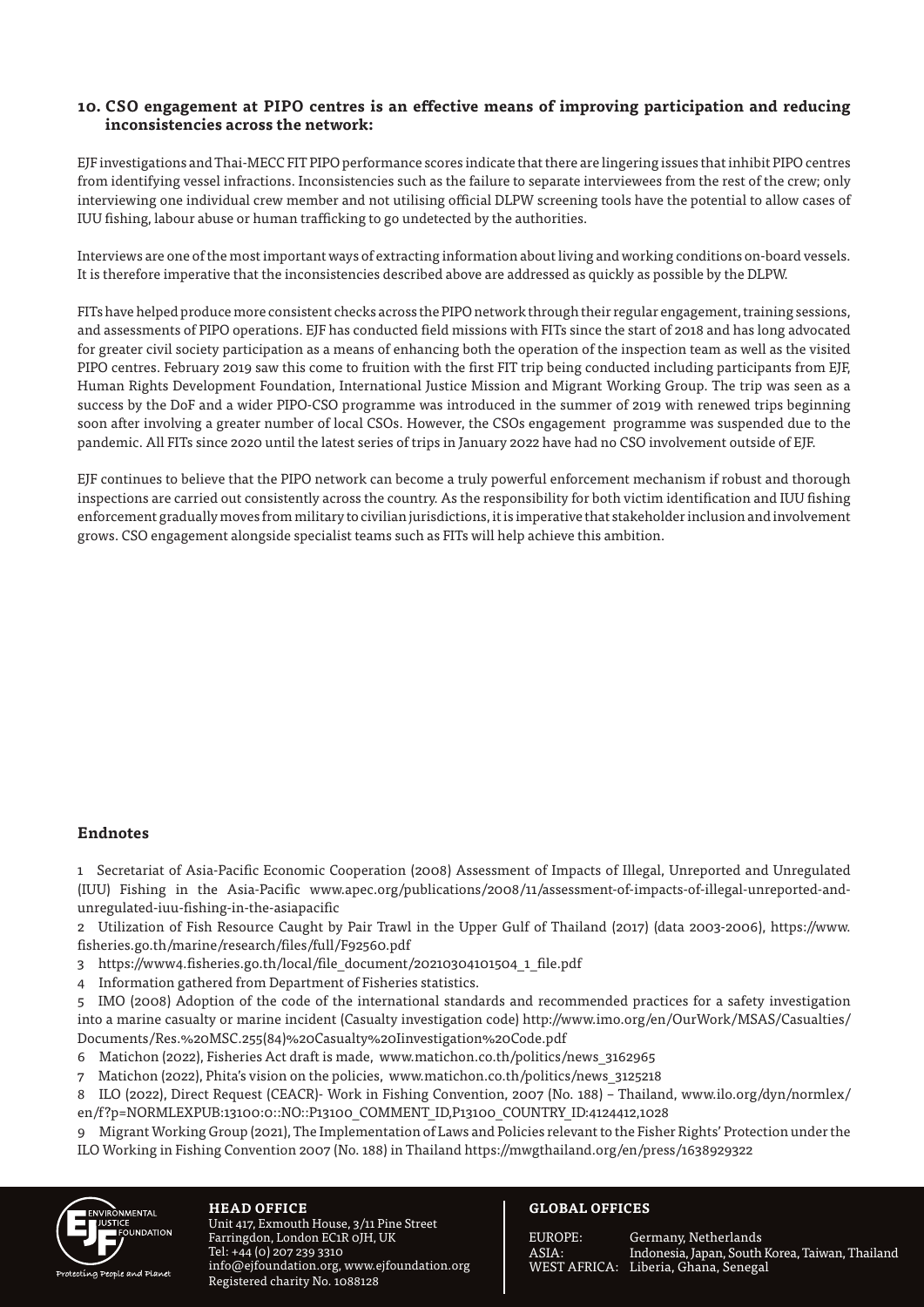### 10. CSO engagement at PIPO centres is an effective means of improving participation and reducing inconsistencies across the network:

EJF investigations and Thai-MECC FIT PIPO performance scores indicate that there are lingering issues that inhibit PIPO centres from identifying vessel infractions. Inconsistencies such as the failure to separate interviewees from the rest of the crew; only interviewing one individual crew member and not utilising official DLPW screening tools have the potential to allow cases of IUU fishing, labour abuse or human trafficking to go undetected by the authorities.

Interviews are one of the most important ways of extracting information about living and working conditions on-board vessels. It is therefore imperative that the inconsistencies described above are addressed as quickly as possible by the DLPW.

FITs have helped produce more consistent checks across the PIPO network through their regular engagement, training sessions, and assessments of PIPO operations. EJF has conducted field missions with FITs since the start of 2018 and has long advocated for greater civil society participation as a means of enhancing both the operation of the inspection team as well as the visited PIPO centres. February 2019 saw this come to fruition with the first FIT trip being conducted including participants from EJF, Human Rights Development Foundation, International Justice Mission and Migrant Working Group. The trip was seen as a success by the DoF and a wider PIPO-CSO programme was introduced in the summer of 2019 with renewed trips beginning soon after involving a greater number of local CSOs. However, the CSOs engagement programme was suspended due to the pandemic. All FITs since 2020 until the latest series of trips in January 2022 have had no CSO involvement outside of EJF.

EJF continues to believe that the PIPO network can become a truly powerful enforcement mechanism if robust and thorough inspections are carried out consistently across the country. As the responsibility for both victim identification and IUU fishing enforcement gradually moves from military to civilian jurisdictions, it is imperative that stakeholder inclusion and involvement grows. CSO engagement alongside specialist teams such as FITs will help achieve this ambition.

## Endnotes

1 Secretariat of Asia-Pacific Economic Cooperation (2008) Assessment of Impacts of Illegal, Unreported and Unregulated (IUU) Fishing in the Asia-Pacific www.apec.org/publications/2008/11/assessment-of-impacts-of-illegal-unreported-and-unregulated-iuu-fishing-in-the-asiapacific

2 Utilization of Fish Resource Caught by Pair Trawl in the Upper Gulf of Thailand (2017) (data 2003-2006), https://www.fisheries.go.th/marine/research/files/full/F92560.pdf

3 https://www4.fisheries.go.th/local/file_document/20210304101504_1_file.pdf

4 Information gathered from Department of Fisheries statistics.

5 IMO (2008) Adoption of the code of the international standards and recommended practices for a safety investigation into a marine casualty or marine incident (Casualty investigation code) http://www.imo.org/en/OurWork/MSAS/Casualties/Documents/Res.%20MSC.255(84)%20Casualty%20Iinvestigation%20Code.pdf

6 Matichon (2022), Fisheries Act draft is made, www.matichon.co.th/politics/news_3162965

7 Matichon (2022), Phita's vision on the policies, www.matichon.co.th/politics/news_3125218

8 ILO (2022), Direct Request (CEACR)- Work in Fishing Convention, 2007 (No. 188) – Thailand, www.ilo.org/dyn/normlex/en/f?p=NORMLEXPUB:13100:0::NO::P13100_COMMENT_ID,P13100_COUNTRY_ID:4124412,1028

9 Migrant Working Group (2021), The Implementation of Laws and Policies relevant to the Fisher Rights' Protection under the ILO Working in Fishing Convention 2007 (No. 188) in Thailand https://mwgthailand.org/en/press/1638929322

Environmental Justice Foundation
Protecting People and Planet

**HEAD OFFICE**
Unit 417, Exmouth House, 3/11 Pine Street
Farringdon, London EC1R 0JH, UK
Tel: +44 (0) 207 239 3310
info@ejfoundation.org, www.ejfoundation.org
Registered charity No. 1088128

**GLOBAL OFFICES**

EUROPE: Germany, Netherlands
ASIA: Indonesia, Japan, South Korea, Taiwan, Thailand
WEST AFRICA: Liberia, Ghana, Senegal